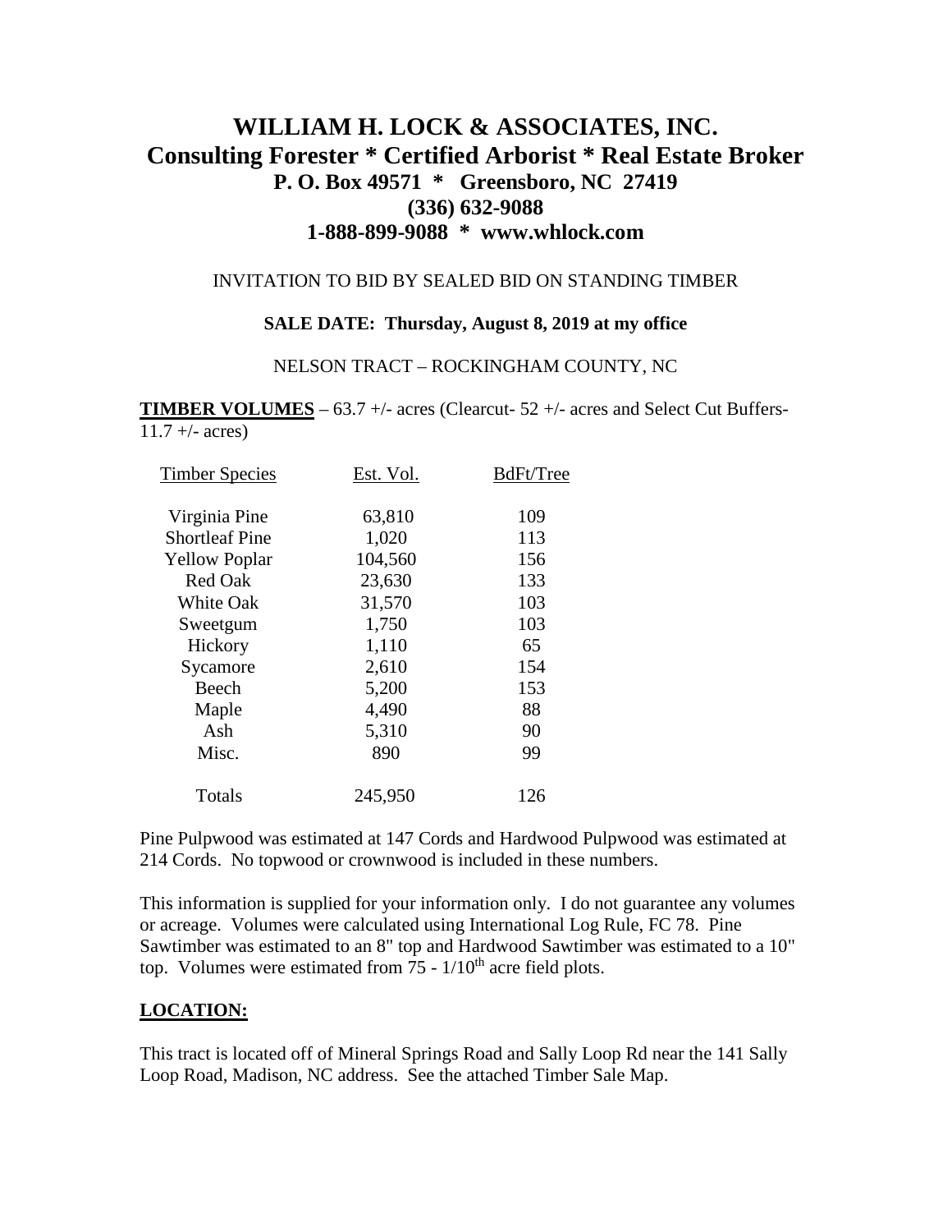# WILLIAM H. LOCK & ASSOCIATES, INC.

## Consulting Forester * Certified Arborist * Real Estate Broker

### P. O. Box 49571 * Greensboro, NC 27419

### (336) 632-9088

### 1-888-899-9088 * www.whlock.com

INVITATION TO BID BY SEALED BID ON STANDING TIMBER

**SALE DATE: Thursday, August 8, 2019 at my office**

NELSON TRACT – ROCKINGHAM COUNTY, NC

**TIMBER VOLUMES** – 63.7 +/- acres (Clearcut- 52 +/- acres and Select Cut Buffers- 11.7 +/- acres)

| Timber Species | Est. Vol. | BdFt/Tree |
|---|---|---|
| Virginia Pine | 63,810 | 109 |
| Shortleaf Pine | 1,020 | 113 |
| Yellow Poplar | 104,560 | 156 |
| Red Oak | 23,630 | 133 |
| White Oak | 31,570 | 103 |
| Sweetgum | 1,750 | 103 |
| Hickory | 1,110 | 65 |
| Sycamore | 2,610 | 154 |
| Beech | 5,200 | 153 |
| Maple | 4,490 | 88 |
| Ash | 5,310 | 90 |
| Misc. | 890 | 99 |
| Totals | 245,950 | 126 |

Pine Pulpwood was estimated at 147 Cords and Hardwood Pulpwood was estimated at 214 Cords. No topwood or crownwood is included in these numbers.

This information is supplied for your information only. I do not guarantee any volumes or acreage. Volumes were calculated using International Log Rule, FC 78. Pine Sawtimber was estimated to an 8" top and Hardwood Sawtimber was estimated to a 10" top. Volumes were estimated from 75 - 1/10th acre field plots.

## LOCATION:

This tract is located off of Mineral Springs Road and Sally Loop Rd near the 141 Sally Loop Road, Madison, NC address. See the attached Timber Sale Map.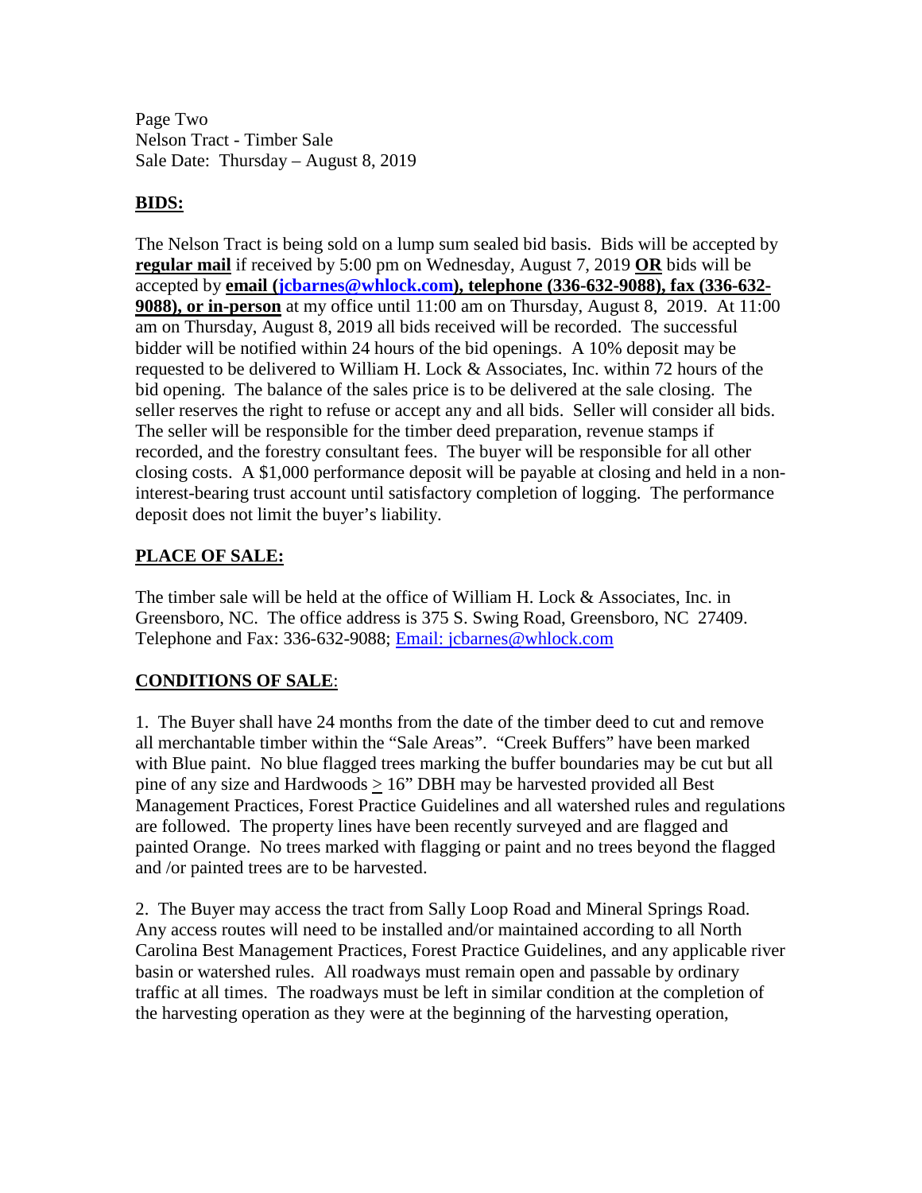Page Two
Nelson Tract - Timber Sale
Sale Date: Thursday – August 8, 2019

## BIDS:

The Nelson Tract is being sold on a lump sum sealed bid basis. Bids will be accepted by **regular mail** if received by 5:00 pm on Wednesday, August 7, 2019 **OR** bids will be accepted by **email (jcbarnes@whlock.com), telephone (336-632-9088), fax (336-632-9088), or in-person** at my office until 11:00 am on Thursday, August 8, 2019. At 11:00 am on Thursday, August 8, 2019 all bids received will be recorded. The successful bidder will be notified within 24 hours of the bid openings. A 10% deposit may be requested to be delivered to William H. Lock & Associates, Inc. within 72 hours of the bid opening. The balance of the sales price is to be delivered at the sale closing. The seller reserves the right to refuse or accept any and all bids. Seller will consider all bids. The seller will be responsible for the timber deed preparation, revenue stamps if recorded, and the forestry consultant fees. The buyer will be responsible for all other closing costs. A $1,000 performance deposit will be payable at closing and held in a non-interest-bearing trust account until satisfactory completion of logging. The performance deposit does not limit the buyer's liability.

## PLACE OF SALE:

The timber sale will be held at the office of William H. Lock & Associates, Inc. in Greensboro, NC. The office address is 375 S. Swing Road, Greensboro, NC 27409. Telephone and Fax: 336-632-9088; Email: jcbarnes@whlock.com

## CONDITIONS OF SALE:

1. The Buyer shall have 24 months from the date of the timber deed to cut and remove all merchantable timber within the "Sale Areas". "Creek Buffers" have been marked with Blue paint. No blue flagged trees marking the buffer boundaries may be cut but all pine of any size and Hardwoods ≥ 16" DBH may be harvested provided all Best Management Practices, Forest Practice Guidelines and all watershed rules and regulations are followed. The property lines have been recently surveyed and are flagged and painted Orange. No trees marked with flagging or paint and no trees beyond the flagged and /or painted trees are to be harvested.

2. The Buyer may access the tract from Sally Loop Road and Mineral Springs Road. Any access routes will need to be installed and/or maintained according to all North Carolina Best Management Practices, Forest Practice Guidelines, and any applicable river basin or watershed rules. All roadways must remain open and passable by ordinary traffic at all times. The roadways must be left in similar condition at the completion of the harvesting operation as they were at the beginning of the harvesting operation,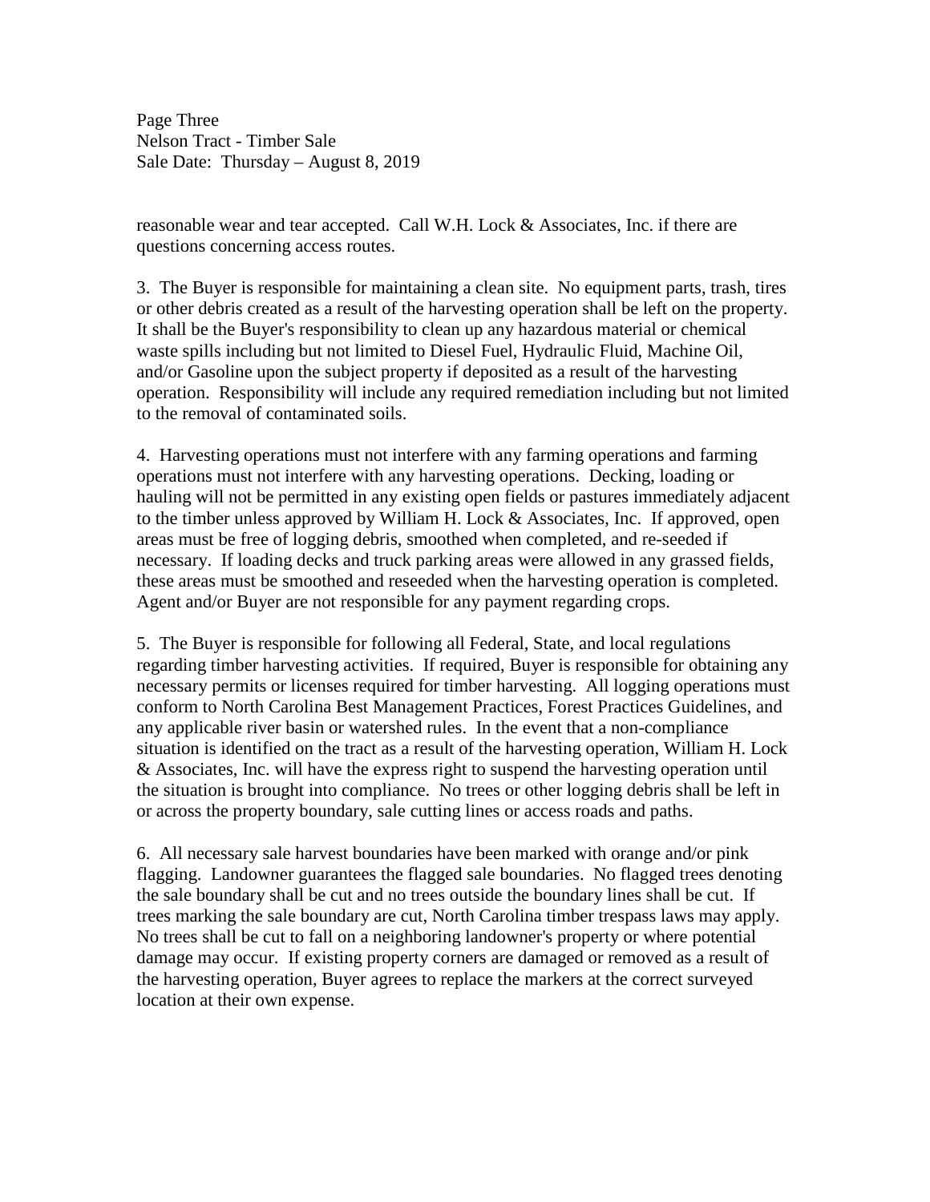reasonable wear and tear accepted. Call W.H. Lock & Associates, Inc. if there are questions concerning access routes.

3. The Buyer is responsible for maintaining a clean site. No equipment parts, trash, tires or other debris created as a result of the harvesting operation shall be left on the property. It shall be the Buyer's responsibility to clean up any hazardous material or chemical waste spills including but not limited to Diesel Fuel, Hydraulic Fluid, Machine Oil, and/or Gasoline upon the subject property if deposited as a result of the harvesting operation. Responsibility will include any required remediation including but not limited to the removal of contaminated soils.

4. Harvesting operations must not interfere with any farming operations and farming operations must not interfere with any harvesting operations. Decking, loading or hauling will not be permitted in any existing open fields or pastures immediately adjacent to the timber unless approved by William H. Lock & Associates, Inc. If approved, open areas must be free of logging debris, smoothed when completed, and re-seeded if necessary. If loading decks and truck parking areas were allowed in any grassed fields, these areas must be smoothed and reseeded when the harvesting operation is completed. Agent and/or Buyer are not responsible for any payment regarding crops.

5. The Buyer is responsible for following all Federal, State, and local regulations regarding timber harvesting activities. If required, Buyer is responsible for obtaining any necessary permits or licenses required for timber harvesting. All logging operations must conform to North Carolina Best Management Practices, Forest Practices Guidelines, and any applicable river basin or watershed rules. In the event that a non-compliance situation is identified on the tract as a result of the harvesting operation, William H. Lock & Associates, Inc. will have the express right to suspend the harvesting operation until the situation is brought into compliance. No trees or other logging debris shall be left in or across the property boundary, sale cutting lines or access roads and paths.

6. All necessary sale harvest boundaries have been marked with orange and/or pink flagging. Landowner guarantees the flagged sale boundaries. No flagged trees denoting the sale boundary shall be cut and no trees outside the boundary lines shall be cut. If trees marking the sale boundary are cut, North Carolina timber trespass laws may apply. No trees shall be cut to fall on a neighboring landowner's property or where potential damage may occur. If existing property corners are damaged or removed as a result of the harvesting operation, Buyer agrees to replace the markers at the correct surveyed location at their own expense.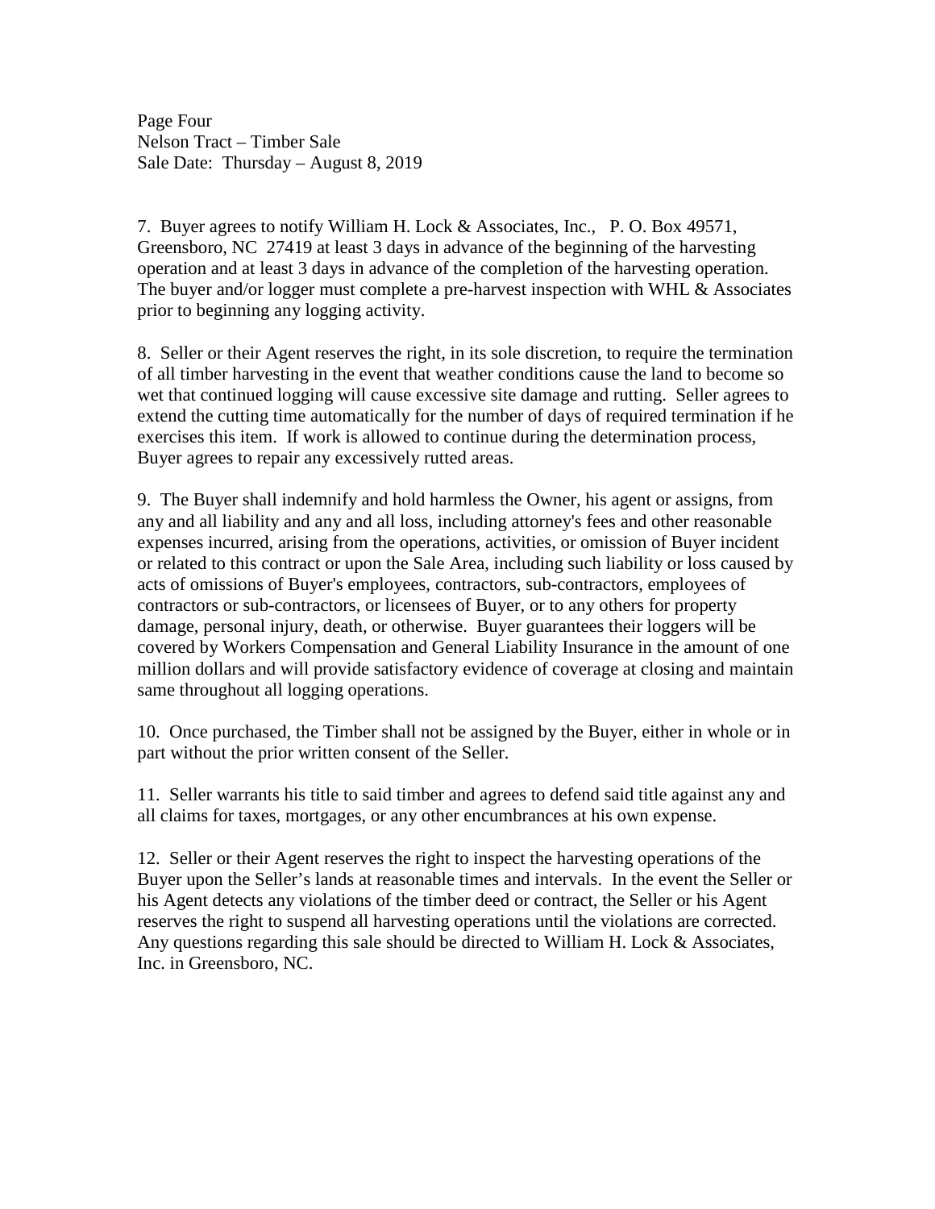7. Buyer agrees to notify William H. Lock & Associates, Inc., P. O. Box 49571, Greensboro, NC 27419 at least 3 days in advance of the beginning of the harvesting operation and at least 3 days in advance of the completion of the harvesting operation. The buyer and/or logger must complete a pre-harvest inspection with WHL & Associates prior to beginning any logging activity.

8. Seller or their Agent reserves the right, in its sole discretion, to require the termination of all timber harvesting in the event that weather conditions cause the land to become so wet that continued logging will cause excessive site damage and rutting. Seller agrees to extend the cutting time automatically for the number of days of required termination if he exercises this item. If work is allowed to continue during the determination process, Buyer agrees to repair any excessively rutted areas.

9. The Buyer shall indemnify and hold harmless the Owner, his agent or assigns, from any and all liability and any and all loss, including attorney's fees and other reasonable expenses incurred, arising from the operations, activities, or omission of Buyer incident or related to this contract or upon the Sale Area, including such liability or loss caused by acts of omissions of Buyer's employees, contractors, sub-contractors, employees of contractors or sub-contractors, or licensees of Buyer, or to any others for property damage, personal injury, death, or otherwise. Buyer guarantees their loggers will be covered by Workers Compensation and General Liability Insurance in the amount of one million dollars and will provide satisfactory evidence of coverage at closing and maintain same throughout all logging operations.

10. Once purchased, the Timber shall not be assigned by the Buyer, either in whole or in part without the prior written consent of the Seller.

11. Seller warrants his title to said timber and agrees to defend said title against any and all claims for taxes, mortgages, or any other encumbrances at his own expense.

12. Seller or their Agent reserves the right to inspect the harvesting operations of the Buyer upon the Seller's lands at reasonable times and intervals. In the event the Seller or his Agent detects any violations of the timber deed or contract, the Seller or his Agent reserves the right to suspend all harvesting operations until the violations are corrected. Any questions regarding this sale should be directed to William H. Lock & Associates, Inc. in Greensboro, NC.